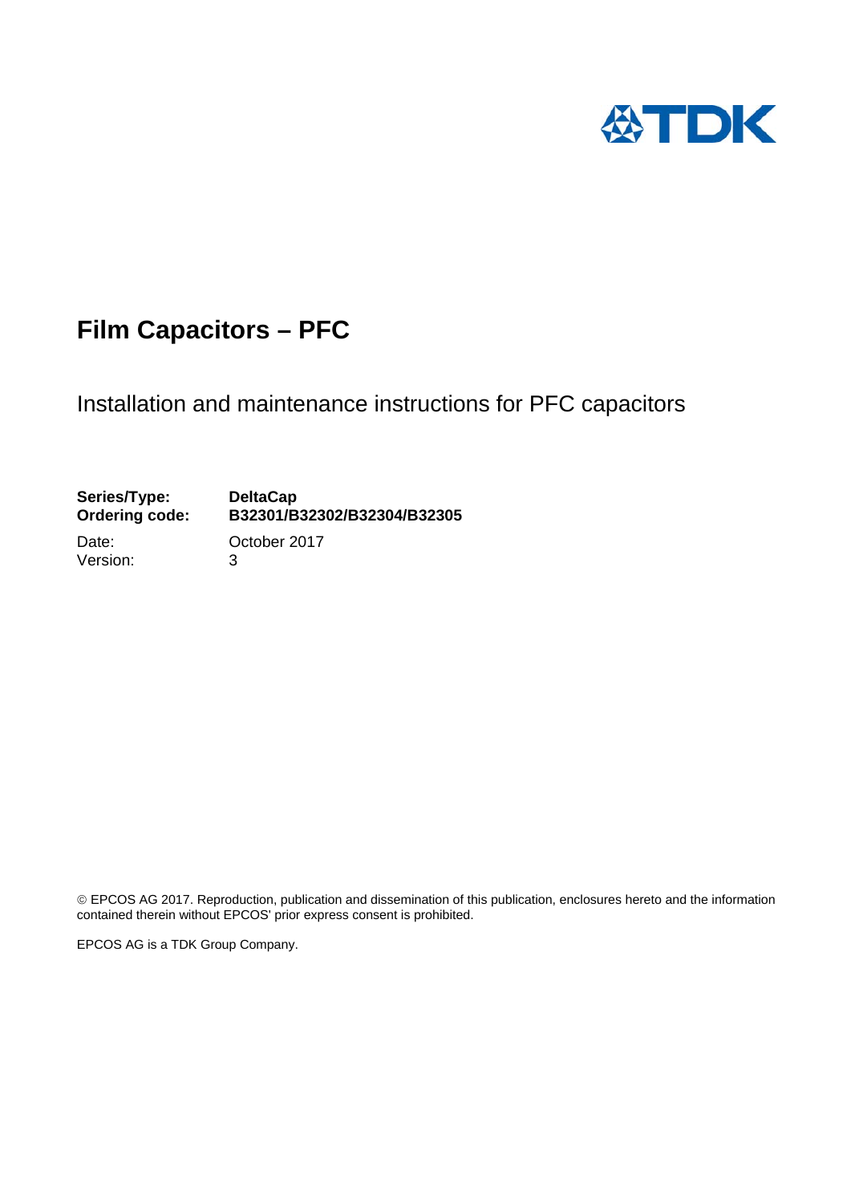TDK

# Film Capacitors – PFC

## Installation and maintenance instructions for PFC capacitors

**Series/Type:** **DeltaCap**
**Ordering code:** **B32301/B32302/B32304/B32305**

Date: October 2017
Version: 3

© EPCOS AG 2017. Reproduction, publication and dissemination of this publication, enclosures hereto and the information contained therein without EPCOS' prior express consent is prohibited.

EPCOS AG is a TDK Group Company.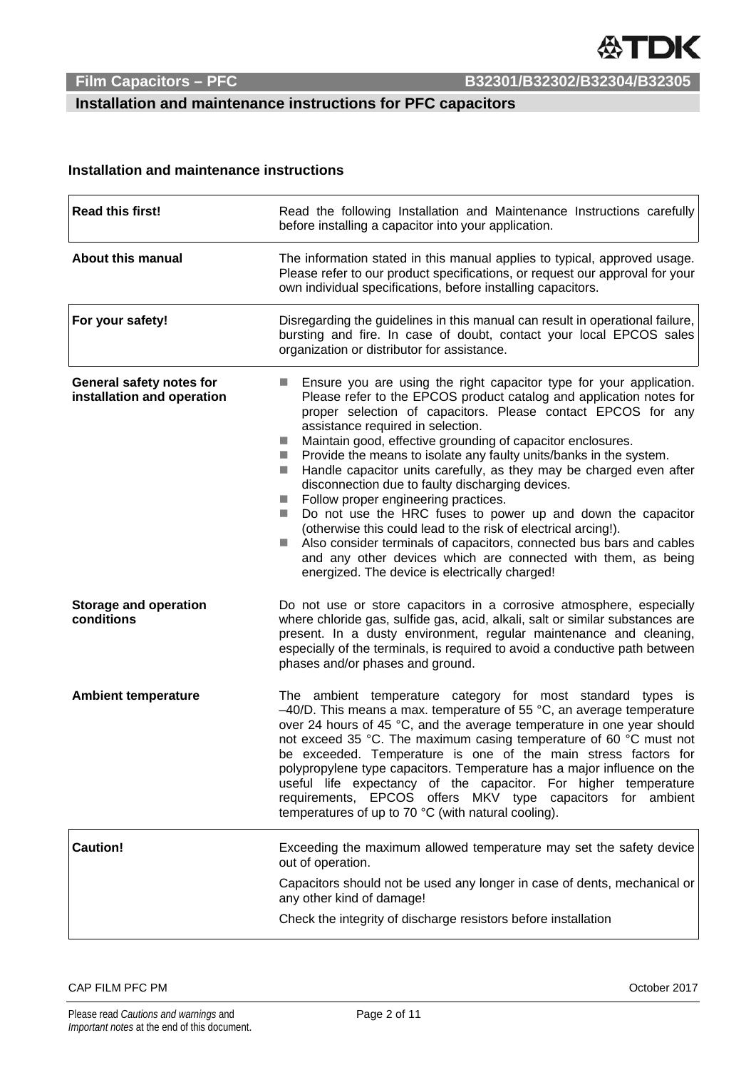## Installation and maintenance instructions for PFC capacitors

### Installation and maintenance instructions

| | |
|---|---|
| **Read this first!** | Read the following Installation and Maintenance Instructions carefully before installing a capacitor into your application. |
| **About this manual** | The information stated in this manual applies to typical, approved usage. Please refer to our product specifications, or request our approval for your own individual specifications, before installing capacitors. |
| **For your safety!** | Disregarding the guidelines in this manual can result in operational failure, bursting and fire. In case of doubt, contact your local EPCOS sales organization or distributor for assistance. |

**General safety notes for installation and operation**

- Ensure you are using the right capacitor type for your application. Please refer to the EPCOS product catalog and application notes for proper selection of capacitors. Please contact EPCOS for any assistance required in selection.
- Maintain good, effective grounding of capacitor enclosures.
- Provide the means to isolate any faulty units/banks in the system.
- Handle capacitor units carefully, as they may be charged even after disconnection due to faulty discharging devices.
- Follow proper engineering practices.
- Do not use the HRC fuses to power up and down the capacitor (otherwise this could lead to the risk of electrical arcing!).
- Also consider terminals of capacitors, connected bus bars and cables and any other devices which are connected with them, as being energized. The device is electrically charged!

**Storage and operation conditions**

Do not use or store capacitors in a corrosive atmosphere, especially where chloride gas, sulfide gas, acid, alkali, salt or similar substances are present. In a dusty environment, regular maintenance and cleaning, especially of the terminals, is required to avoid a conductive path between phases and/or phases and ground.

**Ambient temperature**

The ambient temperature category for most standard types is –40/D. This means a max. temperature of 55 °C, an average temperature over 24 hours of 45 °C, and the average temperature in one year should not exceed 35 °C. The maximum casing temperature of 60 °C must not be exceeded. Temperature is one of the main stress factors for polypropylene type capacitors. Temperature has a major influence on the useful life expectancy of the capacitor. For higher temperature requirements, EPCOS offers MKV type capacitors for ambient temperatures of up to 70 °C (with natural cooling).

| | |
|---|---|
| **Caution!** | Exceeding the maximum allowed temperature may set the safety device out of operation.<br><br>Capacitors should not be used any longer in case of dents, mechanical or any other kind of damage!<br><br>Check the integrity of discharge resistors before installation |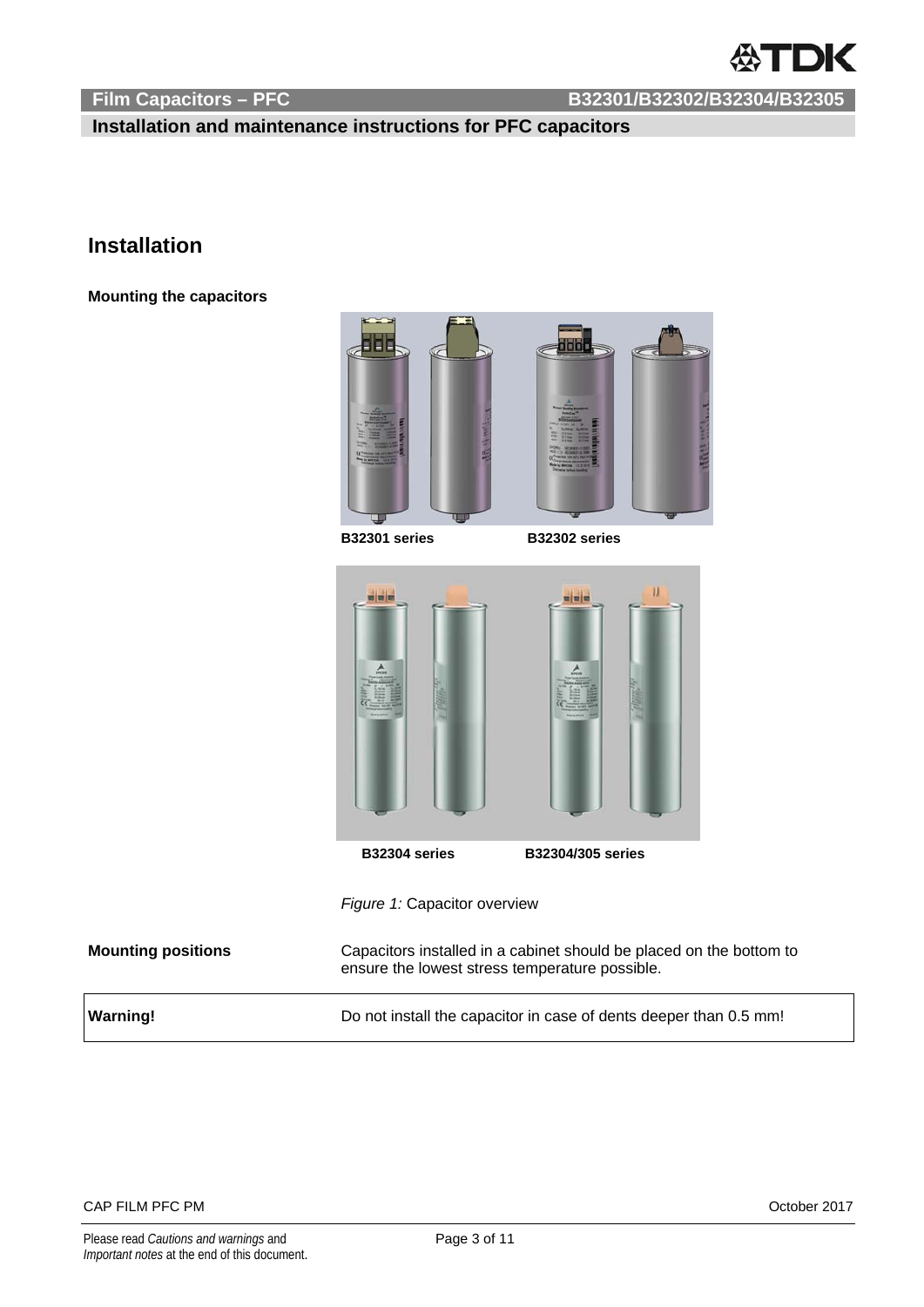# Installation

**Mounting the capacitors**

B32301 series B32302 series

B32304 series B32304/305 series

*Figure 1:* Capacitor overview

| | |
|---|---|
| **Mounting positions** | Capacitors installed in a cabinet should be placed on the bottom to ensure the lowest stress temperature possible. |

| | |
|---|---|
| **Warning!** | Do not install the capacitor in case of dents deeper than 0.5 mm! |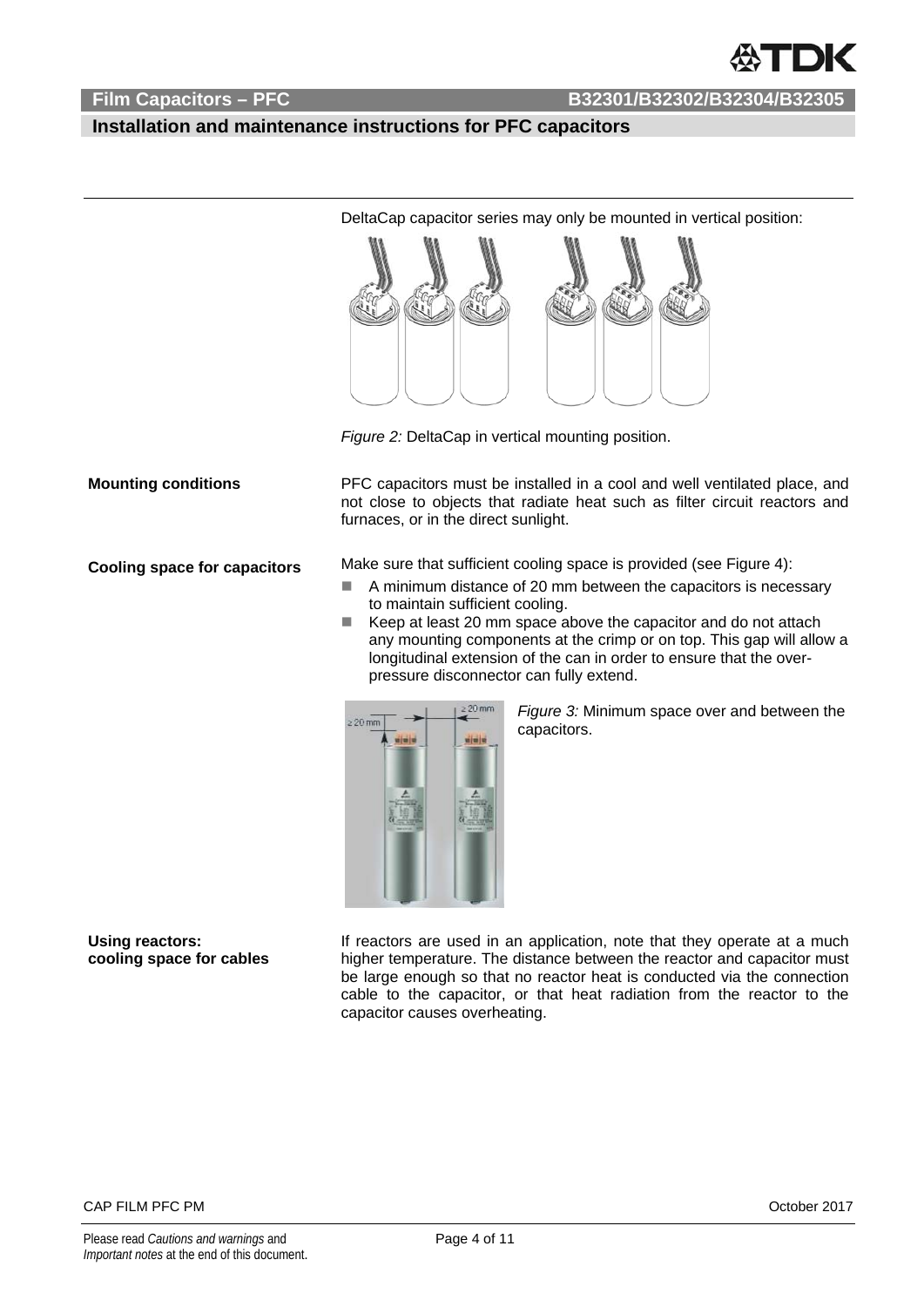DeltaCap capacitor series may only be mounted in vertical position:

*Figure 2:* DeltaCap in vertical mounting position.

**Mounting conditions**

PFC capacitors must be installed in a cool and well ventilated place, and not close to objects that radiate heat such as filter circuit reactors and furnaces, or in the direct sunlight.

**Cooling space for capacitors**

Make sure that sufficient cooling space is provided (see Figure 4):

- A minimum distance of 20 mm between the capacitors is necessary to maintain sufficient cooling.
- Keep at least 20 mm space above the capacitor and do not attach any mounting components at the crimp or on top. This gap will allow a longitudinal extension of the can in order to ensure that the over-pressure disconnector can fully extend.

*Figure 3:* Minimum space over and between the capacitors.

**Using reactors: cooling space for cables**

If reactors are used in an application, note that they operate at a much higher temperature. The distance between the reactor and capacitor must be large enough so that no reactor heat is conducted via the connection cable to the capacitor, or that heat radiation from the reactor to the capacitor causes overheating.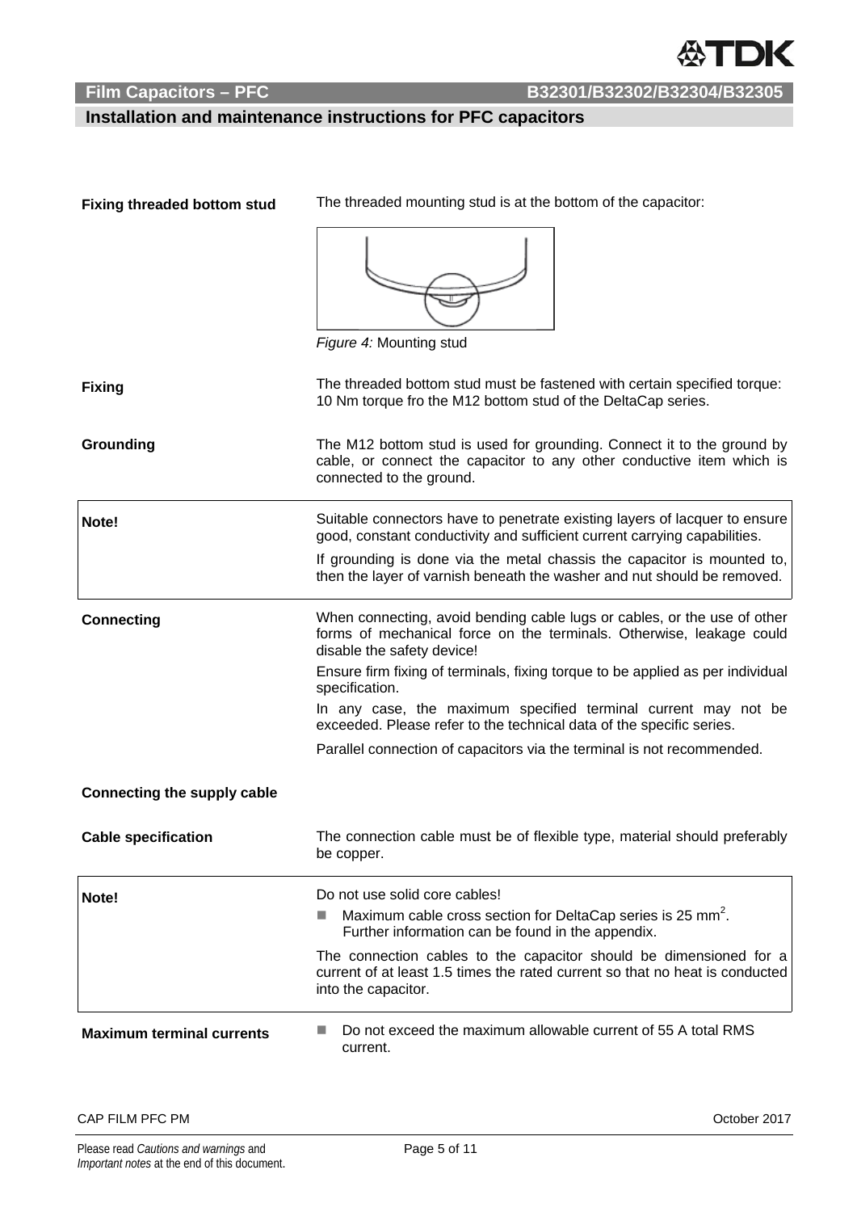## Installation and maintenance instructions for PFC capacitors

**Fixing threaded bottom stud**

The threaded mounting stud is at the bottom of the capacitor:

*Figure 4:* Mounting stud

**Fixing**

The threaded bottom stud must be fastened with certain specified torque: 10 Nm torque fro the M12 bottom stud of the DeltaCap series.

**Grounding**

The M12 bottom stud is used for grounding. Connect it to the ground by cable, or connect the capacitor to any other conductive item which is connected to the ground.

**Note!**

Suitable connectors have to penetrate existing layers of lacquer to ensure good, constant conductivity and sufficient current carrying capabilities.

If grounding is done via the metal chassis the capacitor is mounted to, then the layer of varnish beneath the washer and nut should be removed.

**Connecting**

When connecting, avoid bending cable lugs or cables, or the use of other forms of mechanical force on the terminals. Otherwise, leakage could disable the safety device!

Ensure firm fixing of terminals, fixing torque to be applied as per individual specification.

In any case, the maximum specified terminal current may not be exceeded. Please refer to the technical data of the specific series.

Parallel connection of capacitors via the terminal is not recommended.

**Connecting the supply cable**

**Cable specification**

The connection cable must be of flexible type, material should preferably be copper.

**Note!**

Do not use solid core cables!

- Maximum cable cross section for DeltaCap series is 25 mm$^2$. Further information can be found in the appendix.

The connection cables to the capacitor should be dimensioned for a current of at least 1.5 times the rated current so that no heat is conducted into the capacitor.

**Maximum terminal currents**

- Do not exceed the maximum allowable current of 55 A total RMS current.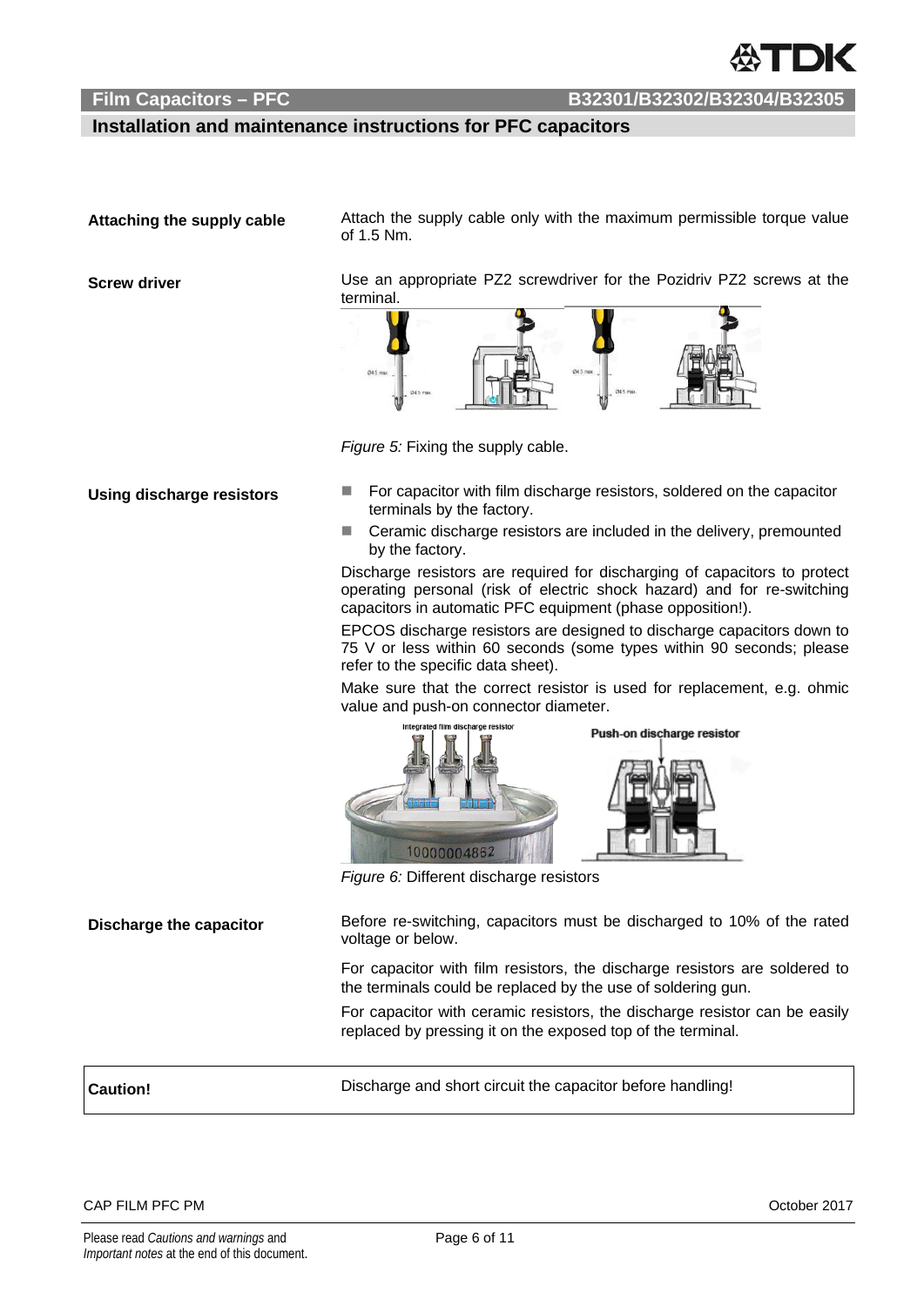## Installation and maintenance instructions for PFC capacitors

**Attaching the supply cable**

Attach the supply cable only with the maximum permissible torque value of 1.5 Nm.

**Screw driver**

Use an appropriate PZ2 screwdriver for the Pozidriv PZ2 screws at the terminal.

*Figure 5:* Fixing the supply cable.

**Using discharge resistors**

- For capacitor with film discharge resistors, soldered on the capacitor terminals by the factory.
- Ceramic discharge resistors are included in the delivery, premounted by the factory.

Discharge resistors are required for discharging of capacitors to protect operating personal (risk of electric shock hazard) and for re-switching capacitors in automatic PFC equipment (phase opposition!).

EPCOS discharge resistors are designed to discharge capacitors down to 75 V or less within 60 seconds (some types within 90 seconds; please refer to the specific data sheet).

Make sure that the correct resistor is used for replacement, e.g. ohmic value and push-on connector diameter.

*Figure 6:* Different discharge resistors

**Discharge the capacitor**

Before re-switching, capacitors must be discharged to 10% of the rated voltage or below.

For capacitor with film resistors, the discharge resistors are soldered to the terminals could be replaced by the use of soldering gun.

For capacitor with ceramic resistors, the discharge resistor can be easily replaced by pressing it on the exposed top of the terminal.

| **Caution!** | Discharge and short circuit the capacitor before handling! |
|---|---|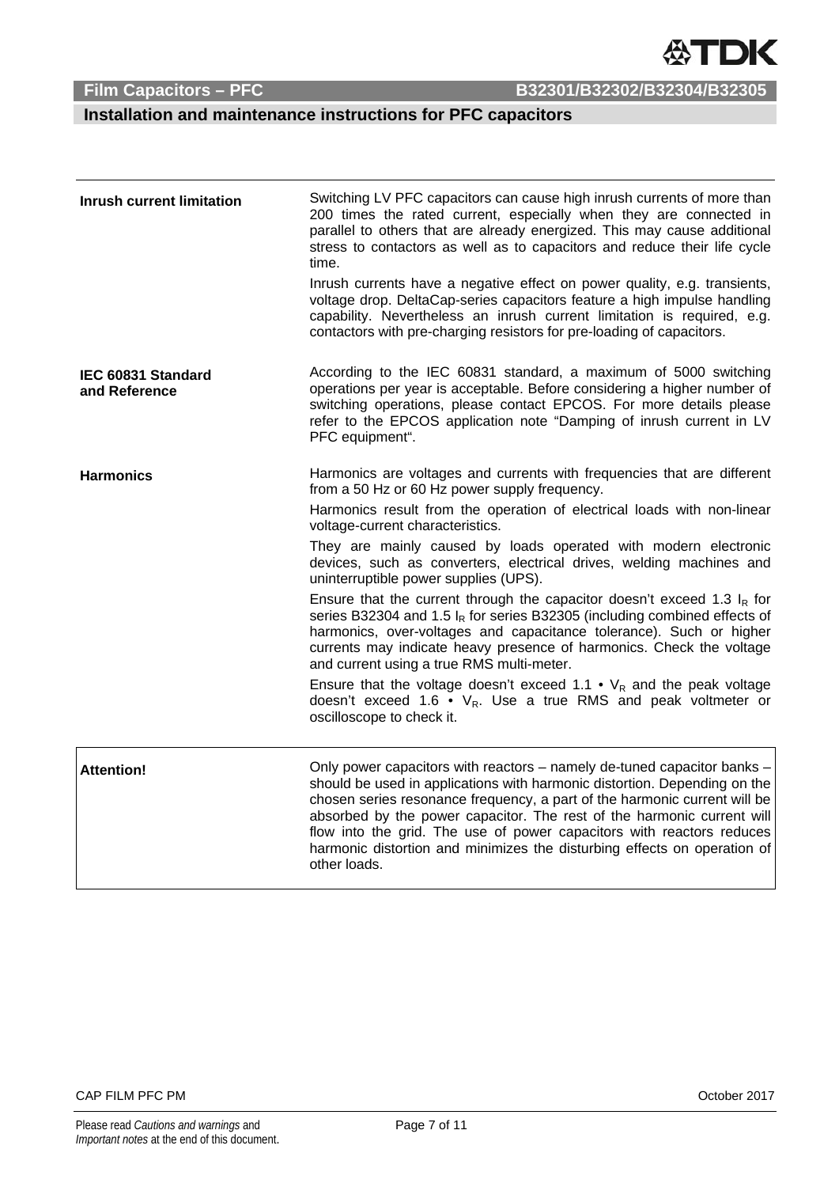## Installation and maintenance instructions for PFC capacitors

**Inrush current limitation**

Switching LV PFC capacitors can cause high inrush currents of more than 200 times the rated current, especially when they are connected in parallel to others that are already energized. This may cause additional stress to contactors as well as to capacitors and reduce their life cycle time.

Inrush currents have a negative effect on power quality, e.g. transients, voltage drop. DeltaCap-series capacitors feature a high impulse handling capability. Nevertheless an inrush current limitation is required, e.g. contactors with pre-charging resistors for pre-loading of capacitors.

**IEC 60831 Standard and Reference**

According to the IEC 60831 standard, a maximum of 5000 switching operations per year is acceptable. Before considering a higher number of switching operations, please contact EPCOS. For more details please refer to the EPCOS application note "Damping of inrush current in LV PFC equipment".

**Harmonics**

Harmonics are voltages and currents with frequencies that are different from a 50 Hz or 60 Hz power supply frequency.

Harmonics result from the operation of electrical loads with non-linear voltage-current characteristics.

They are mainly caused by loads operated with modern electronic devices, such as converters, electrical drives, welding machines and uninterruptible power supplies (UPS).

Ensure that the current through the capacitor doesn't exceed 1.3 $I_R$ for series B32304 and 1.5 $I_R$ for series B32305 (including combined effects of harmonics, over-voltages and capacitance tolerance). Such or higher currents may indicate heavy presence of harmonics. Check the voltage and current using a true RMS multi-meter.

Ensure that the voltage doesn't exceed 1.1 • $V_R$ and the peak voltage doesn't exceed 1.6 • $V_R$. Use a true RMS and peak voltmeter or oscilloscope to check it.

**Attention!**

Only power capacitors with reactors – namely de-tuned capacitor banks – should be used in applications with harmonic distortion. Depending on the chosen series resonance frequency, a part of the harmonic current will be absorbed by the power capacitor. The rest of the harmonic current will flow into the grid. The use of power capacitors with reactors reduces harmonic distortion and minimizes the disturbing effects on operation of other loads.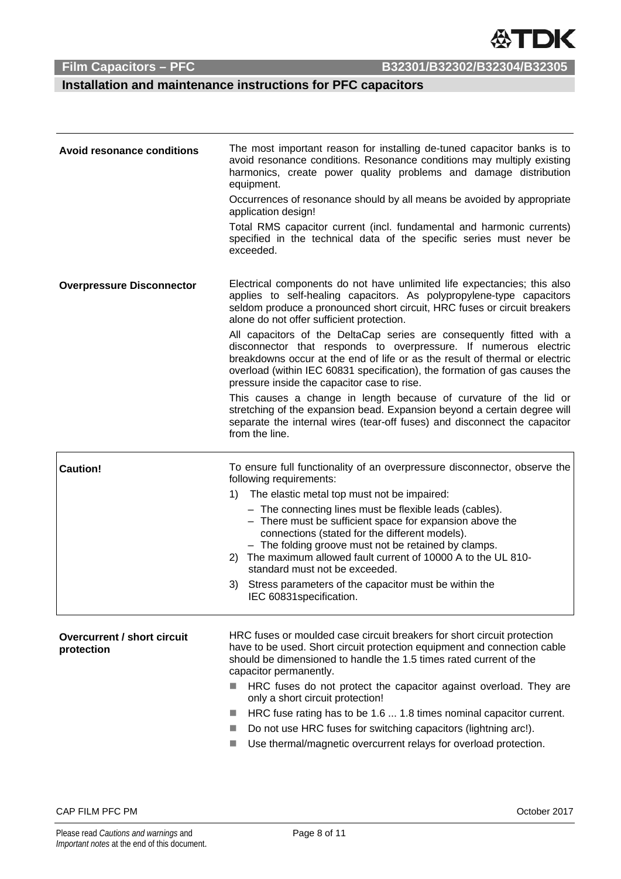## Installation and maintenance instructions for PFC capacitors

### Avoid resonance conditions

The most important reason for installing de-tuned capacitor banks is to avoid resonance conditions. Resonance conditions may multiply existing harmonics, create power quality problems and damage distribution equipment.

Occurrences of resonance should by all means be avoided by appropriate application design!

Total RMS capacitor current (incl. fundamental and harmonic currents) specified in the technical data of the specific series must never be exceeded.

### Overpressure Disconnector

Electrical components do not have unlimited life expectancies; this also applies to self-healing capacitors. As polypropylene-type capacitors seldom produce a pronounced short circuit, HRC fuses or circuit breakers alone do not offer sufficient protection.

All capacitors of the DeltaCap series are consequently fitted with a disconnector that responds to overpressure. If numerous electric breakdowns occur at the end of life or as the result of thermal or electric overload (within IEC 60831 specification), the formation of gas causes the pressure inside the capacitor case to rise.

This causes a change in length because of curvature of the lid or stretching of the expansion bead. Expansion beyond a certain degree will separate the internal wires (tear-off fuses) and disconnect the capacitor from the line.

### Caution!

To ensure full functionality of an overpressure disconnector, observe the following requirements:

1) The elastic metal top must not be impaired:
   - The connecting lines must be flexible leads (cables).
   - There must be sufficient space for expansion above the connections (stated for the different models).
   - The folding groove must not be retained by clamps.
2) The maximum allowed fault current of 10000 A to the UL 810-standard must not be exceeded.
3) Stress parameters of the capacitor must be within the IEC 60831specification.

### Overcurrent / short circuit protection

HRC fuses or moulded case circuit breakers for short circuit protection have to be used. Short circuit protection equipment and connection cable should be dimensioned to handle the 1.5 times rated current of the capacitor permanently.

- HRC fuses do not protect the capacitor against overload. They are only a short circuit protection!
- HRC fuse rating has to be 1.6 ... 1.8 times nominal capacitor current.
- Do not use HRC fuses for switching capacitors (lightning arc!).
- Use thermal/magnetic overcurrent relays for overload protection.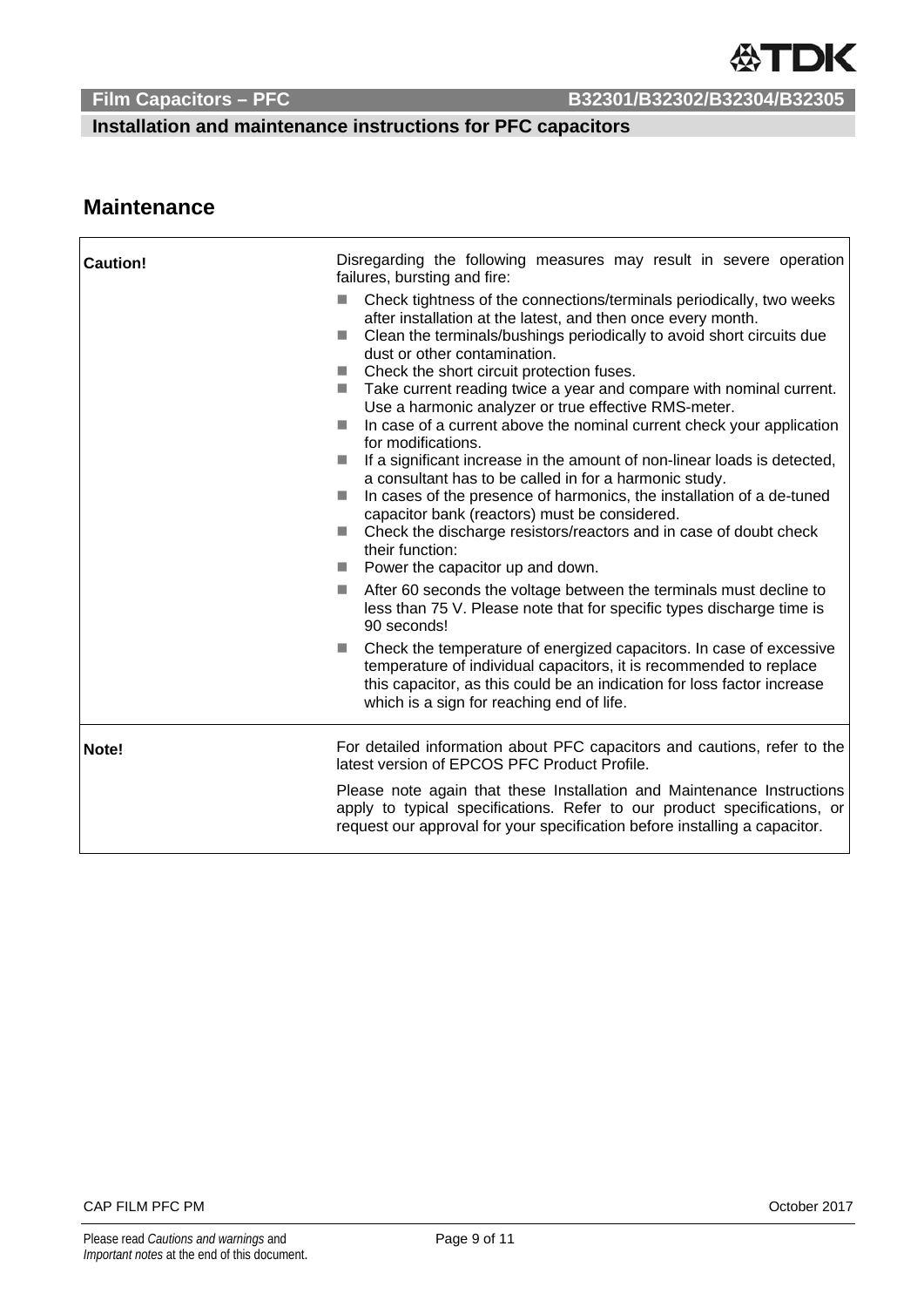## Maintenance

| | |
|---|---|
| **Caution!** | Disregarding the following measures may result in severe operation failures, bursting and fire:<br>- Check tightness of the connections/terminals periodically, two weeks after installation at the latest, and then once every month.<br>- Clean the terminals/bushings periodically to avoid short circuits due dust or other contamination.<br>- Check the short circuit protection fuses.<br>- Take current reading twice a year and compare with nominal current. Use a harmonic analyzer or true effective RMS-meter.<br>- In case of a current above the nominal current check your application for modifications.<br>- If a significant increase in the amount of non-linear loads is detected, a consultant has to be called in for a harmonic study.<br>- In cases of the presence of harmonics, the installation of a de-tuned capacitor bank (reactors) must be considered.<br>- Check the discharge resistors/reactors and in case of doubt check their function:<br>- Power the capacitor up and down.<br>- After 60 seconds the voltage between the terminals must decline to less than 75 V. Please note that for specific types discharge time is 90 seconds!<br>- Check the temperature of energized capacitors. In case of excessive temperature of individual capacitors, it is recommended to replace this capacitor, as this could be an indication for loss factor increase which is a sign for reaching end of life. |
| **Note!** | For detailed information about PFC capacitors and cautions, refer to the latest version of EPCOS PFC Product Profile.<br>Please note again that these Installation and Maintenance Instructions apply to typical specifications. Refer to our product specifications, or request our approval for your specification before installing a capacitor. |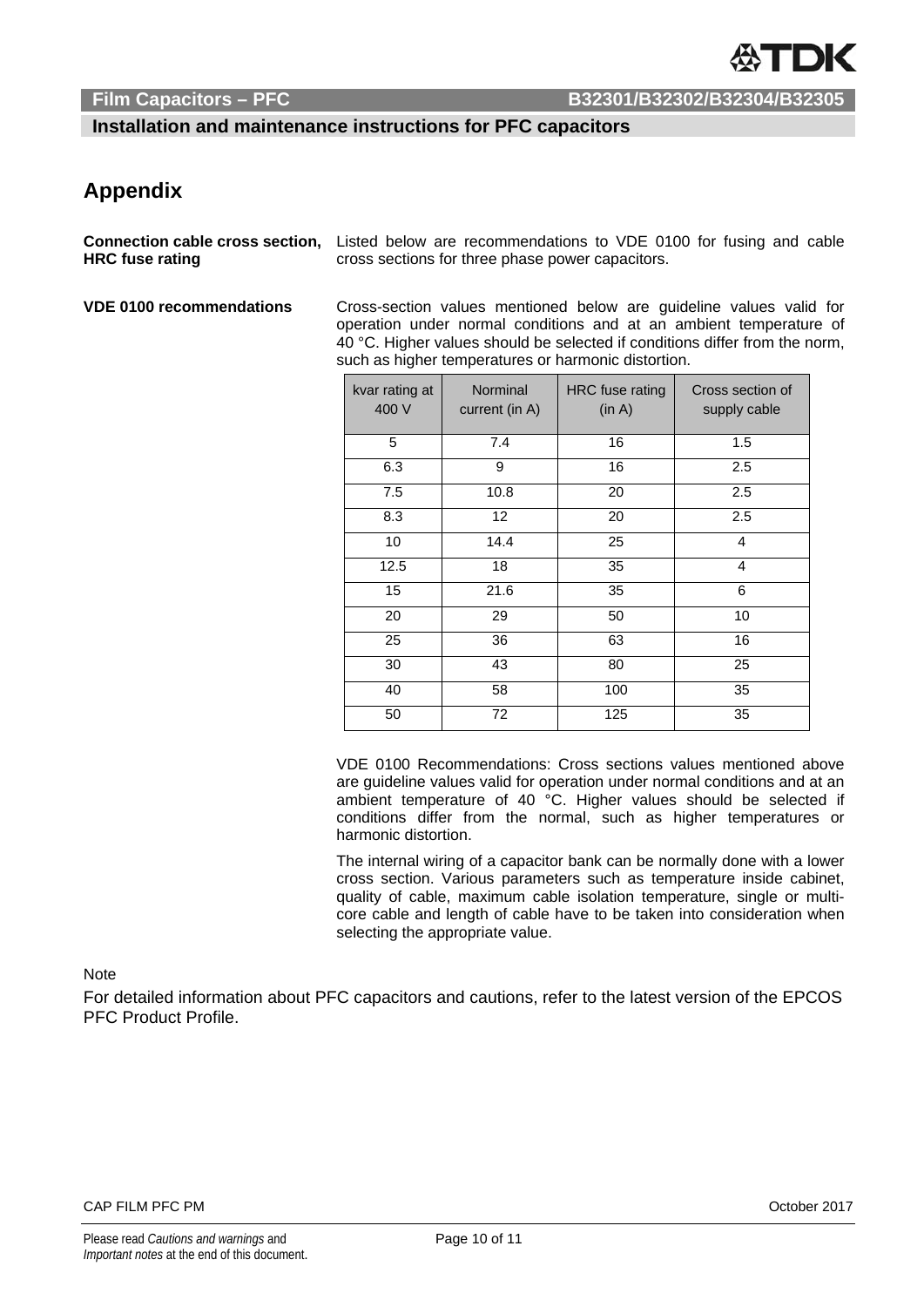# Appendix

**Connection cable cross section, HRC fuse rating**

Listed below are recommendations to VDE 0100 for fusing and cable cross sections for three phase power capacitors.

**VDE 0100 recommendations**

Cross-section values mentioned below are guideline values valid for operation under normal conditions and at an ambient temperature of 40 °C. Higher values should be selected if conditions differ from the norm, such as higher temperatures or harmonic distortion.

| kvar rating at 400 V | Norminal current (in A) | HRC fuse rating (in A) | Cross section of supply cable |
|---|---|---|---|
| 5 | 7.4 | 16 | 1.5 |
| 6.3 | 9 | 16 | 2.5 |
| 7.5 | 10.8 | 20 | 2.5 |
| 8.3 | 12 | 20 | 2.5 |
| 10 | 14.4 | 25 | 4 |
| 12.5 | 18 | 35 | 4 |
| 15 | 21.6 | 35 | 6 |
| 20 | 29 | 50 | 10 |
| 25 | 36 | 63 | 16 |
| 30 | 43 | 80 | 25 |
| 40 | 58 | 100 | 35 |
| 50 | 72 | 125 | 35 |

VDE 0100 Recommendations: Cross sections values mentioned above are guideline values valid for operation under normal conditions and at an ambient temperature of 40 °C. Higher values should be selected if conditions differ from the normal, such as higher temperatures or harmonic distortion.

The internal wiring of a capacitor bank can be normally done with a lower cross section. Various parameters such as temperature inside cabinet, quality of cable, maximum cable isolation temperature, single or multi-core cable and length of cable have to be taken into consideration when selecting the appropriate value.

Note

For detailed information about PFC capacitors and cautions, refer to the latest version of the EPCOS PFC Product Profile.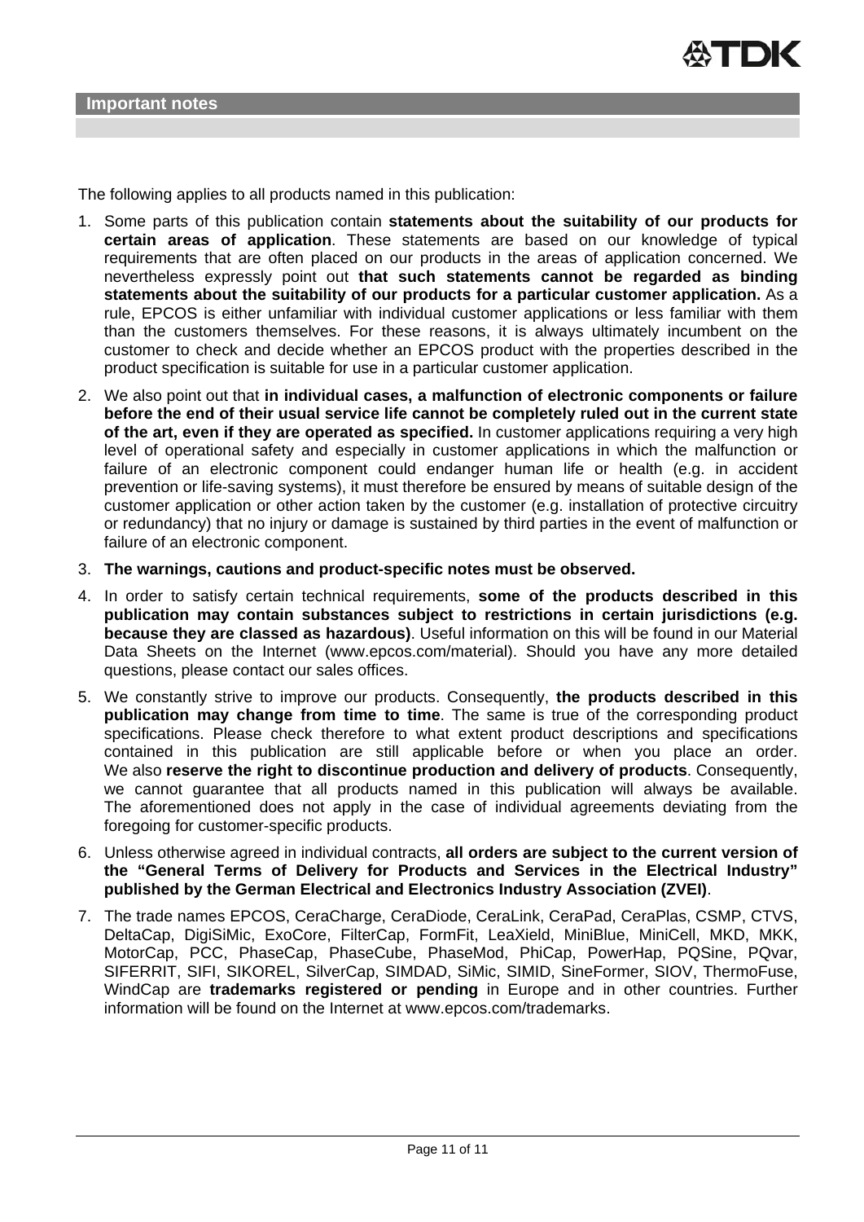## Important notes

The following applies to all products named in this publication:

1. Some parts of this publication contain **statements about the suitability of our products for certain areas of application**. These statements are based on our knowledge of typical requirements that are often placed on our products in the areas of application concerned. We nevertheless expressly point out **that such statements cannot be regarded as binding statements about the suitability of our products for a particular customer application.** As a rule, EPCOS is either unfamiliar with individual customer applications or less familiar with them than the customers themselves. For these reasons, it is always ultimately incumbent on the customer to check and decide whether an EPCOS product with the properties described in the product specification is suitable for use in a particular customer application.
2. We also point out that **in individual cases, a malfunction of electronic components or failure before the end of their usual service life cannot be completely ruled out in the current state of the art, even if they are operated as specified.** In customer applications requiring a very high level of operational safety and especially in customer applications in which the malfunction or failure of an electronic component could endanger human life or health (e.g. in accident prevention or life-saving systems), it must therefore be ensured by means of suitable design of the customer application or other action taken by the customer (e.g. installation of protective circuitry or redundancy) that no injury or damage is sustained by third parties in the event of malfunction or failure of an electronic component.
3. **The warnings, cautions and product-specific notes must be observed.**
4. In order to satisfy certain technical requirements, **some of the products described in this publication may contain substances subject to restrictions in certain jurisdictions (e.g. because they are classed as hazardous)**. Useful information on this will be found in our Material Data Sheets on the Internet (www.epcos.com/material). Should you have any more detailed questions, please contact our sales offices.
5. We constantly strive to improve our products. Consequently, **the products described in this publication may change from time to time**. The same is true of the corresponding product specifications. Please check therefore to what extent product descriptions and specifications contained in this publication are still applicable before or when you place an order. We also **reserve the right to discontinue production and delivery of products**. Consequently, we cannot guarantee that all products named in this publication will always be available. The aforementioned does not apply in the case of individual agreements deviating from the foregoing for customer-specific products.
6. Unless otherwise agreed in individual contracts, **all orders are subject to the current version of the "General Terms of Delivery for Products and Services in the Electrical Industry" published by the German Electrical and Electronics Industry Association (ZVEI)**.
7. The trade names EPCOS, CeraCharge, CeraDiode, CeraLink, CeraPad, CeraPlas, CSMP, CTVS, DeltaCap, DigiSiMic, ExoCore, FilterCap, FormFit, LeaXield, MiniBlue, MiniCell, MKD, MKK, MotorCap, PCC, PhaseCap, PhaseCube, PhaseMod, PhiCap, PowerHap, PQSine, PQvar, SIFERRIT, SIFI, SIKOREL, SilverCap, SIMDAD, SiMic, SIMID, SineFormer, SIOV, ThermoFuse, WindCap are **trademarks registered or pending** in Europe and in other countries. Further information will be found on the Internet at www.epcos.com/trademarks.